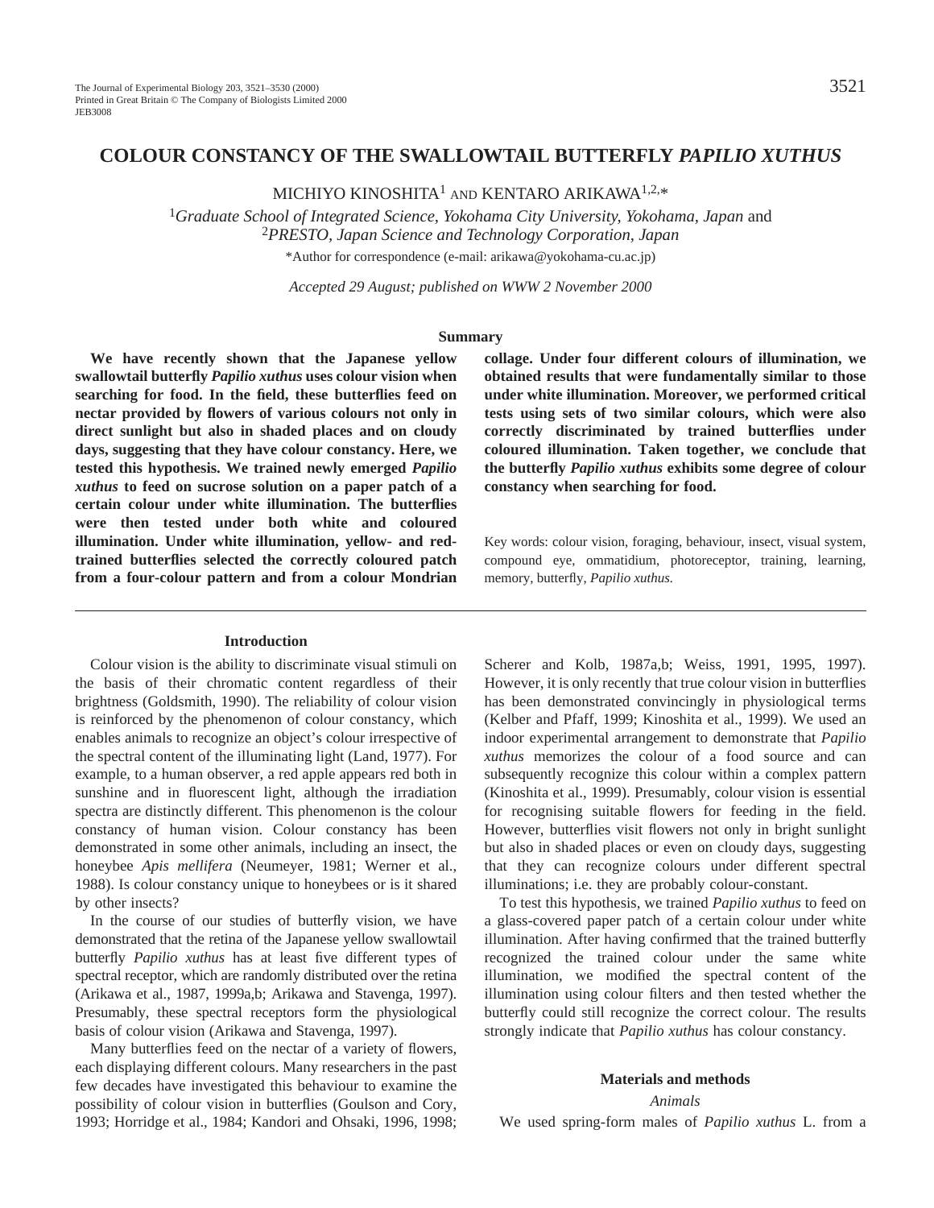# COLOUR CONSTANCY OF THE SWALLOWTAIL BUTTERFLY *PAPILIO XUTHUS*

MICHIYO KINOSHITA[1] AND KENTARO ARIKAWA[1,2,*]

[1]*Graduate School of Integrated Science, Yokohama City University, Yokohama, Japan* and [2]*PRESTO, Japan Science and Technology Corporation, Japan*

*Author for correspondence (e-mail: arikawa@yokohama-cu.ac.jp)

*Accepted 29 August; published on WWW 2 November 2000*

## Summary

**We have recently shown that the Japanese yellow swallowtail butterfly *Papilio xuthus* uses colour vision when searching for food. In the field, these butterflies feed on nectar provided by flowers of various colours not only in direct sunlight but also in shaded places and on cloudy days, suggesting that they have colour constancy. Here, we tested this hypothesis. We trained newly emerged *Papilio xuthus* to feed on sucrose solution on a paper patch of a certain colour under white illumination. The butterflies were then tested under both white and coloured illumination. Under white illumination, yellow- and red-trained butterflies selected the correctly coloured patch from a four-colour pattern and from a colour Mondrian collage. Under four different colours of illumination, we obtained results that were fundamentally similar to those under white illumination. Moreover, we performed critical tests using sets of two similar colours, which were also correctly discriminated by trained butterflies under coloured illumination. Taken together, we conclude that the butterfly *Papilio xuthus* exhibits some degree of colour constancy when searching for food.**

Key words: colour vision, foraging, behaviour, insect, visual system, compound eye, ommatidium, photoreceptor, training, learning, memory, butterfly, *Papilio xuthus.*

## Introduction

Colour vision is the ability to discriminate visual stimuli on the basis of their chromatic content regardless of their brightness (Goldsmith, 1990). The reliability of colour vision is reinforced by the phenomenon of colour constancy, which enables animals to recognize an object's colour irrespective of the spectral content of the illuminating light (Land, 1977). For example, to a human observer, a red apple appears red both in sunshine and in fluorescent light, although the irradiation spectra are distinctly different. This phenomenon is the colour constancy of human vision. Colour constancy has been demonstrated in some other animals, including an insect, the honeybee *Apis mellifera* (Neumeyer, 1981; Werner et al., 1988). Is colour constancy unique to honeybees or is it shared by other insects?

In the course of our studies of butterfly vision, we have demonstrated that the retina of the Japanese yellow swallowtail butterfly *Papilio xuthus* has at least five different types of spectral receptor, which are randomly distributed over the retina (Arikawa et al., 1987, 1999a,b; Arikawa and Stavenga, 1997). Presumably, these spectral receptors form the physiological basis of colour vision (Arikawa and Stavenga, 1997).

Many butterflies feed on the nectar of a variety of flowers, each displaying different colours. Many researchers in the past few decades have investigated this behaviour to examine the possibility of colour vision in butterflies (Goulson and Cory, 1993; Horridge et al., 1984; Kandori and Ohsaki, 1996, 1998; Scherer and Kolb, 1987a,b; Weiss, 1991, 1995, 1997). However, it is only recently that true colour vision in butterflies has been demonstrated convincingly in physiological terms (Kelber and Pfaff, 1999; Kinoshita et al., 1999). We used an indoor experimental arrangement to demonstrate that *Papilio xuthus* memorizes the colour of a food source and can subsequently recognize this colour within a complex pattern (Kinoshita et al., 1999). Presumably, colour vision is essential for recognising suitable flowers for feeding in the field. However, butterflies visit flowers not only in bright sunlight but also in shaded places or even on cloudy days, suggesting that they can recognize colours under different spectral illuminations; i.e. they are probably colour-constant.

To test this hypothesis, we trained *Papilio xuthus* to feed on a glass-covered paper patch of a certain colour under white illumination. After having confirmed that the trained butterfly recognized the trained colour under the same white illumination, we modified the spectral content of the illumination using colour filters and then tested whether the butterfly could still recognize the correct colour. The results strongly indicate that *Papilio xuthus* has colour constancy.

## Materials and methods

### *Animals*

We used spring-form males of *Papilio xuthus* L. from a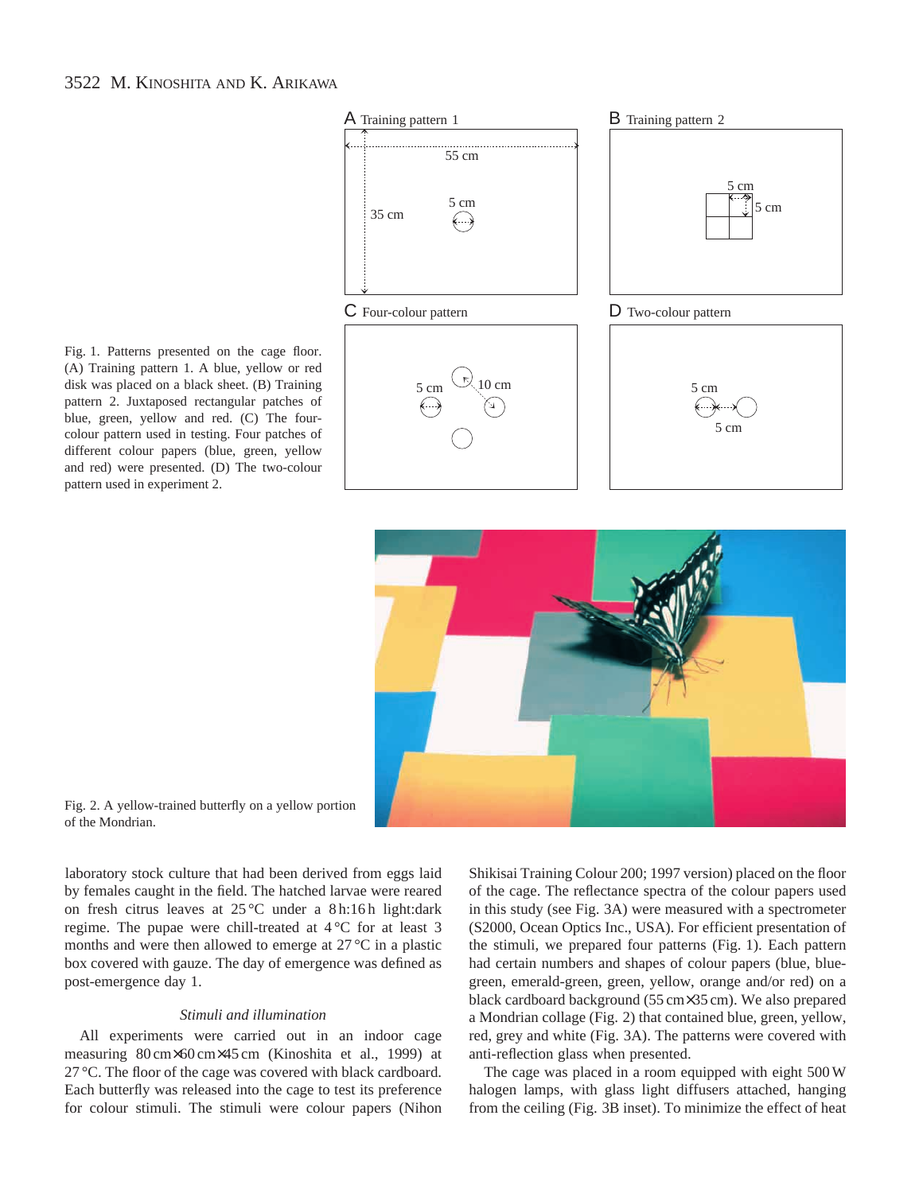Fig. 1. Patterns presented on the cage floor. (A) Training pattern 1. A blue, yellow or red disk was placed on a black sheet. (B) Training pattern 2. Juxtaposed rectangular patches of blue, green, yellow and red. (C) The four-colour pattern used in testing. Four patches of different colour papers (blue, green, yellow and red) were presented. (D) The two-colour pattern used in experiment 2.

Fig. 2. A yellow-trained butterfly on a yellow portion of the Mondrian.

laboratory stock culture that had been derived from eggs laid by females caught in the field. The hatched larvae were reared on fresh citrus leaves at 25 °C under a 8 h:16 h light:dark regime. The pupae were chill-treated at 4 °C for at least 3 months and were then allowed to emerge at 27 °C in a plastic box covered with gauze. The day of emergence was defined as post-emergence day 1.

### *Stimuli and illumination*

All experiments were carried out in an indoor cage measuring 80 cm×60 cm×45 cm (Kinoshita et al., 1999) at 27 °C. The floor of the cage was covered with black cardboard. Each butterfly was released into the cage to test its preference for colour stimuli. The stimuli were colour papers (Nihon Shikisai Training Colour 200; 1997 version) placed on the floor of the cage. The reflectance spectra of the colour papers used in this study (see Fig. 3A) were measured with a spectrometer (S2000, Ocean Optics Inc., USA). For efficient presentation of the stimuli, we prepared four patterns (Fig. 1). Each pattern had certain numbers and shapes of colour papers (blue, blue-green, emerald-green, green, yellow, orange and/or red) on a black cardboard background (55 cm×35 cm). We also prepared a Mondrian collage (Fig. 2) that contained blue, green, yellow, red, grey and white (Fig. 3A). The patterns were covered with anti-reflection glass when presented.

The cage was placed in a room equipped with eight 500 W halogen lamps, with glass light diffusers attached, hanging from the ceiling (Fig. 3B inset). To minimize the effect of heat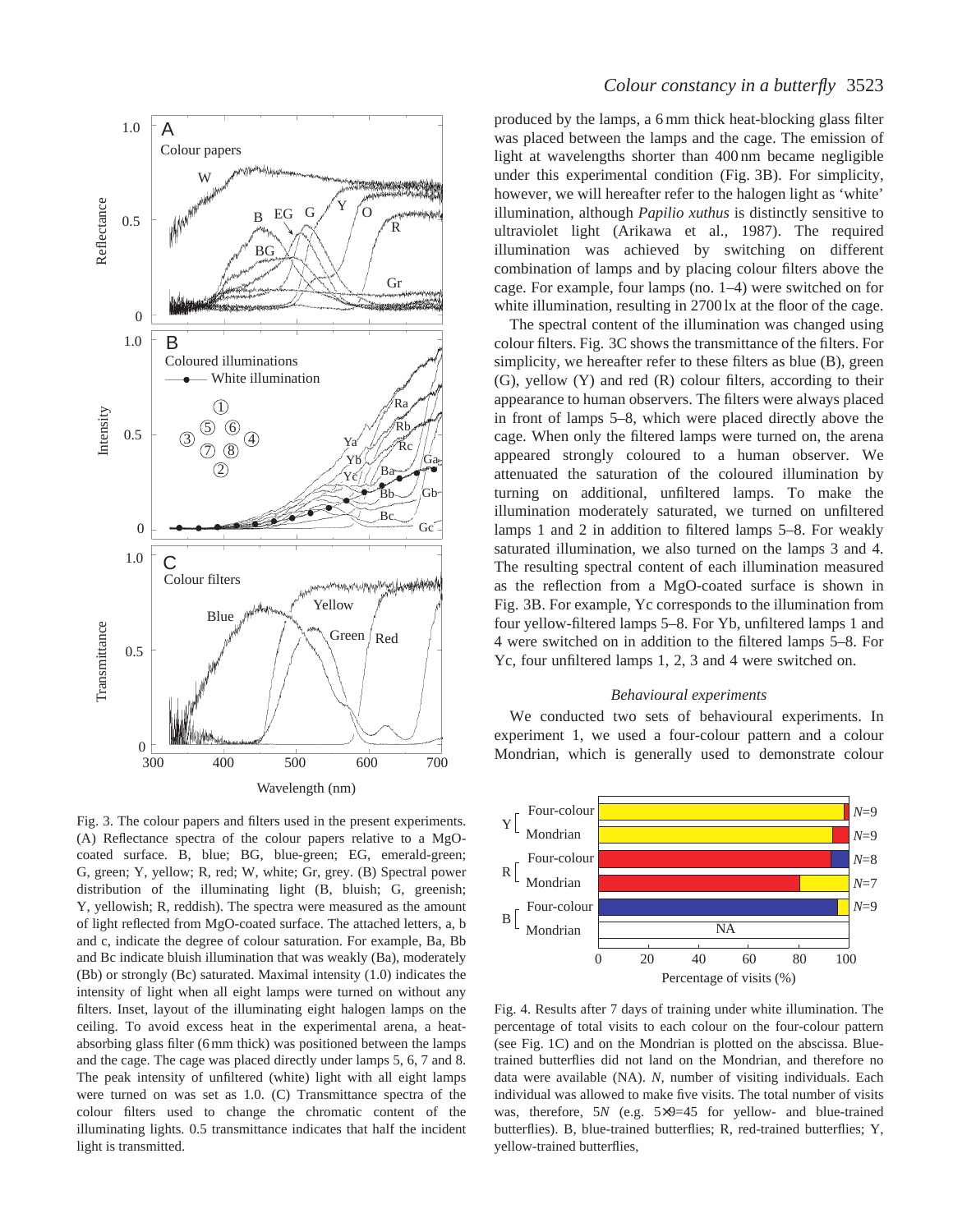produced by the lamps, a 6 mm thick heat-blocking glass filter was placed between the lamps and the cage. The emission of light at wavelengths shorter than 400 nm became negligible under this experimental condition (Fig. 3B). For simplicity, however, we will hereafter refer to the halogen light as 'white' illumination, although *Papilio xuthus* is distinctly sensitive to ultraviolet light (Arikawa et al., 1987). The required illumination was achieved by switching on different combination of lamps and by placing colour filters above the cage. For example, four lamps (no. 1–4) were switched on for white illumination, resulting in 2700 lx at the floor of the cage.

The spectral content of the illumination was changed using colour filters. Fig. 3C shows the transmittance of the filters. For simplicity, we hereafter refer to these filters as blue (B), green (G), yellow (Y) and red (R) colour filters, according to their appearance to human observers. The filters were always placed in front of lamps 5–8, which were placed directly above the cage. When only the filtered lamps were turned on, the arena appeared strongly coloured to a human observer. We attenuated the saturation of the coloured illumination by turning on additional, unfiltered lamps. To make the illumination moderately saturated, we turned on unfiltered lamps 1 and 2 in addition to filtered lamps 5–8. For weakly saturated illumination, we also turned on the lamps 3 and 4. The resulting spectral content of each illumination measured as the reflection from a MgO-coated surface is shown in Fig. 3B. For example, Yc corresponds to the illumination from four yellow-filtered lamps 5–8. For Yb, unfiltered lamps 1 and 4 were switched on in addition to the filtered lamps 5–8. For Yc, four unfiltered lamps 1, 2, 3 and 4 were switched on.

Fig. 3. The colour papers and filters used in the present experiments. (A) Reflectance spectra of the colour papers relative to a MgO-coated surface. B, blue; BG, blue-green; EG, emerald-green; G, green; Y, yellow; R, red; W, white; Gr, grey. (B) Spectral power distribution of the illuminating light (B, bluish; G, greenish; Y, yellowish; R, reddish). The spectra were measured as the amount of light reflected from MgO-coated surface. The attached letters, a, b and c, indicate the degree of colour saturation. For example, Ba, Bb and Bc indicate bluish illumination that was weakly (Ba), moderately (Bb) or strongly (Bc) saturated. Maximal intensity (1.0) indicates the intensity of light when all eight lamps were turned on without any filters. Inset, layout of the illuminating eight halogen lamps on the ceiling. To avoid excess heat in the experimental arena, a heat-absorbing glass filter (6 mm thick) was positioned between the lamps and the cage. The cage was placed directly under lamps 5, 6, 7 and 8. The peak intensity of unfiltered (white) light with all eight lamps were turned on was set as 1.0. (C) Transmittance spectra of the colour filters used to change the chromatic content of the illuminating lights. 0.5 transmittance indicates that half the incident light is transmitted.

### Behavioural experiments

We conducted two sets of behavioural experiments. In experiment 1, we used a four-colour pattern and a colour Mondrian, which is generally used to demonstrate colour

Fig. 4. Results after 7 days of training under white illumination. The percentage of total visits to each colour on the four-colour pattern (see Fig. 1C) and on the Mondrian is plotted on the abscissa. Blue-trained butterflies did not land on the Mondrian, and therefore no data were available (NA). *N*, number of visiting individuals. Each individual was allowed to make five visits. The total number of visits was, therefore, 5*N* (e.g. 5×9=45 for yellow- and blue-trained butterflies). B, blue-trained butterflies; R, red-trained butterflies; Y, yellow-trained butterflies,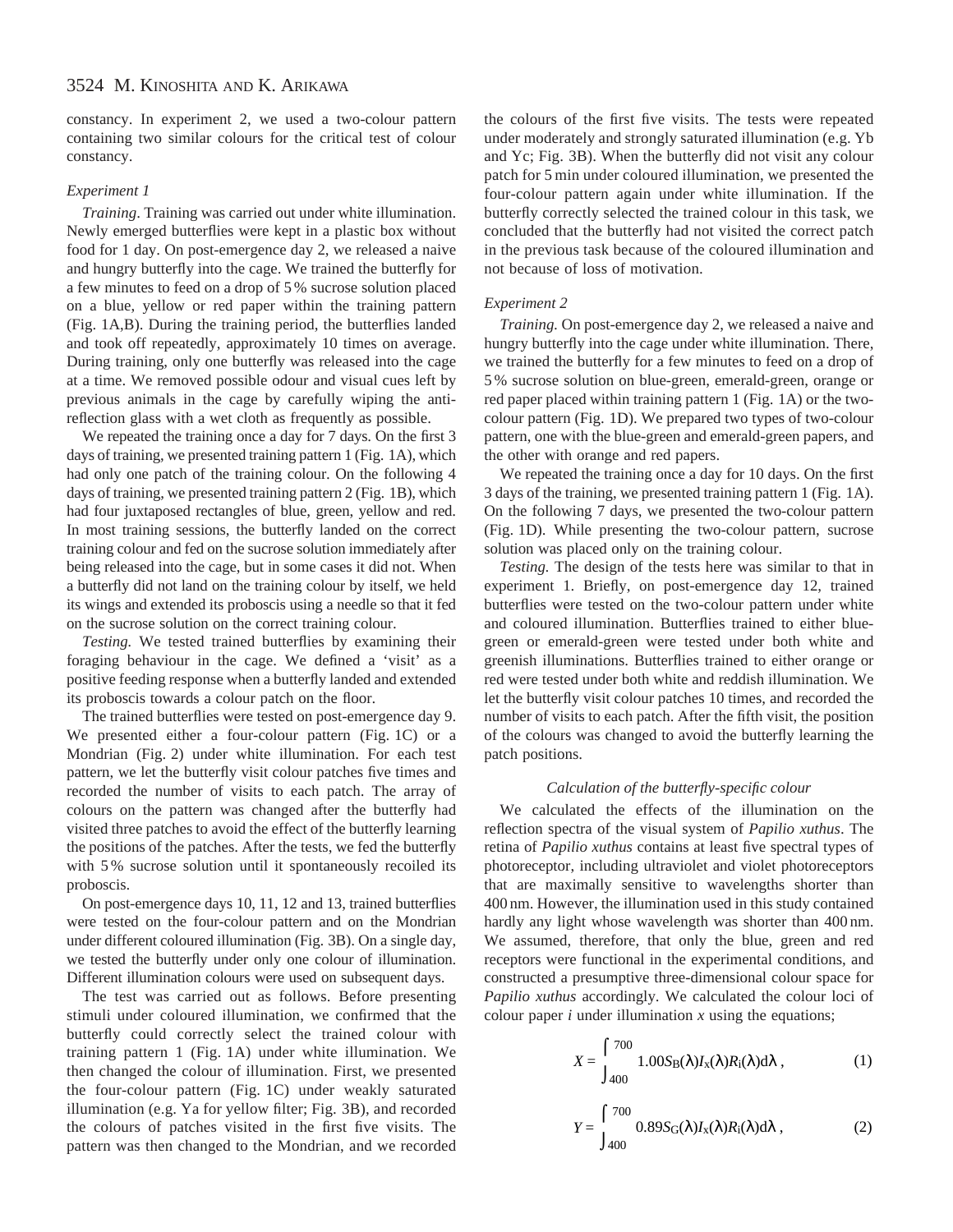constancy. In experiment 2, we used a two-colour pattern containing two similar colours for the critical test of colour constancy.

### *Experiment 1*

*Training*. Training was carried out under white illumination. Newly emerged butterflies were kept in a plastic box without food for 1 day. On post-emergence day 2, we released a naive and hungry butterfly into the cage. We trained the butterfly for a few minutes to feed on a drop of 5 % sucrose solution placed on a blue, yellow or red paper within the training pattern (Fig. 1A,B). During the training period, the butterflies landed and took off repeatedly, approximately 10 times on average. During training, only one butterfly was released into the cage at a time. We removed possible odour and visual cues left by previous animals in the cage by carefully wiping the anti-reflection glass with a wet cloth as frequently as possible.

We repeated the training once a day for 7 days. On the first 3 days of training, we presented training pattern 1 (Fig. 1A), which had only one patch of the training colour. On the following 4 days of training, we presented training pattern 2 (Fig. 1B), which had four juxtaposed rectangles of blue, green, yellow and red. In most training sessions, the butterfly landed on the correct training colour and fed on the sucrose solution immediately after being released into the cage, but in some cases it did not. When a butterfly did not land on the training colour by itself, we held its wings and extended its proboscis using a needle so that it fed on the sucrose solution on the correct training colour.

*Testing.* We tested trained butterflies by examining their foraging behaviour in the cage. We defined a 'visit' as a positive feeding response when a butterfly landed and extended its proboscis towards a colour patch on the floor.

The trained butterflies were tested on post-emergence day 9. We presented either a four-colour pattern (Fig. 1C) or a Mondrian (Fig. 2) under white illumination. For each test pattern, we let the butterfly visit colour patches five times and recorded the number of visits to each patch. The array of colours on the pattern was changed after the butterfly had visited three patches to avoid the effect of the butterfly learning the positions of the patches. After the tests, we fed the butterfly with 5 % sucrose solution until it spontaneously recoiled its proboscis.

On post-emergence days 10, 11, 12 and 13, trained butterflies were tested on the four-colour pattern and on the Mondrian under different coloured illumination (Fig. 3B). On a single day, we tested the butterfly under only one colour of illumination. Different illumination colours were used on subsequent days.

The test was carried out as follows. Before presenting stimuli under coloured illumination, we confirmed that the butterfly could correctly select the trained colour with training pattern 1 (Fig. 1A) under white illumination. We then changed the colour of illumination. First, we presented the four-colour pattern (Fig. 1C) under weakly saturated illumination (e.g. Ya for yellow filter; Fig. 3B), and recorded the colours of patches visited in the first five visits. The pattern was then changed to the Mondrian, and we recorded the colours of the first five visits. The tests were repeated under moderately and strongly saturated illumination (e.g. Yb and Yc; Fig. 3B). When the butterfly did not visit any colour patch for 5 min under coloured illumination, we presented the four-colour pattern again under white illumination. If the butterfly correctly selected the trained colour in this task, we concluded that the butterfly had not visited the correct patch in the previous task because of the coloured illumination and not because of loss of motivation.

### *Experiment 2*

*Training.* On post-emergence day 2, we released a naive and hungry butterfly into the cage under white illumination. There, we trained the butterfly for a few minutes to feed on a drop of 5 % sucrose solution on blue-green, emerald-green, orange or red paper placed within training pattern 1 (Fig. 1A) or the two-colour pattern (Fig. 1D). We prepared two types of two-colour pattern, one with the blue-green and emerald-green papers, and the other with orange and red papers.

We repeated the training once a day for 10 days. On the first 3 days of the training, we presented training pattern 1 (Fig. 1A). On the following 7 days, we presented the two-colour pattern (Fig. 1D). While presenting the two-colour pattern, sucrose solution was placed only on the training colour.

*Testing.* The design of the tests here was similar to that in experiment 1. Briefly, on post-emergence day 12, trained butterflies were tested on the two-colour pattern under white and coloured illumination. Butterflies trained to either blue-green or emerald-green were tested under both white and greenish illuminations. Butterflies trained to either orange or red were tested under both white and reddish illumination. We let the butterfly visit colour patches 10 times, and recorded the number of visits to each patch. After the fifth visit, the position of the colours was changed to avoid the butterfly learning the patch positions.

### *Calculation of the butterfly-specific colour*

We calculated the effects of the illumination on the reflection spectra of the visual system of *Papilio xuthus*. The retina of *Papilio xuthus* contains at least five spectral types of photoreceptor, including ultraviolet and violet photoreceptors that are maximally sensitive to wavelengths shorter than 400 nm. However, the illumination used in this study contained hardly any light whose wavelength was shorter than 400 nm. We assumed, therefore, that only the blue, green and red receptors were functional in the experimental conditions, and constructed a presumptive three-dimensional colour space for *Papilio xuthus* accordingly. We calculated the colour loci of colour paper $i$ under illumination $x$ using the equations;

$$X = \int_{400}^{700} 1.00 S_B(\lambda) I_x(\lambda) R_i(\lambda) d\lambda \,, \qquad (1)$$

$$Y = \int_{400}^{700} 0.89 S_G(\lambda) I_x(\lambda) R_i(\lambda) d\lambda \,, \qquad (2)$$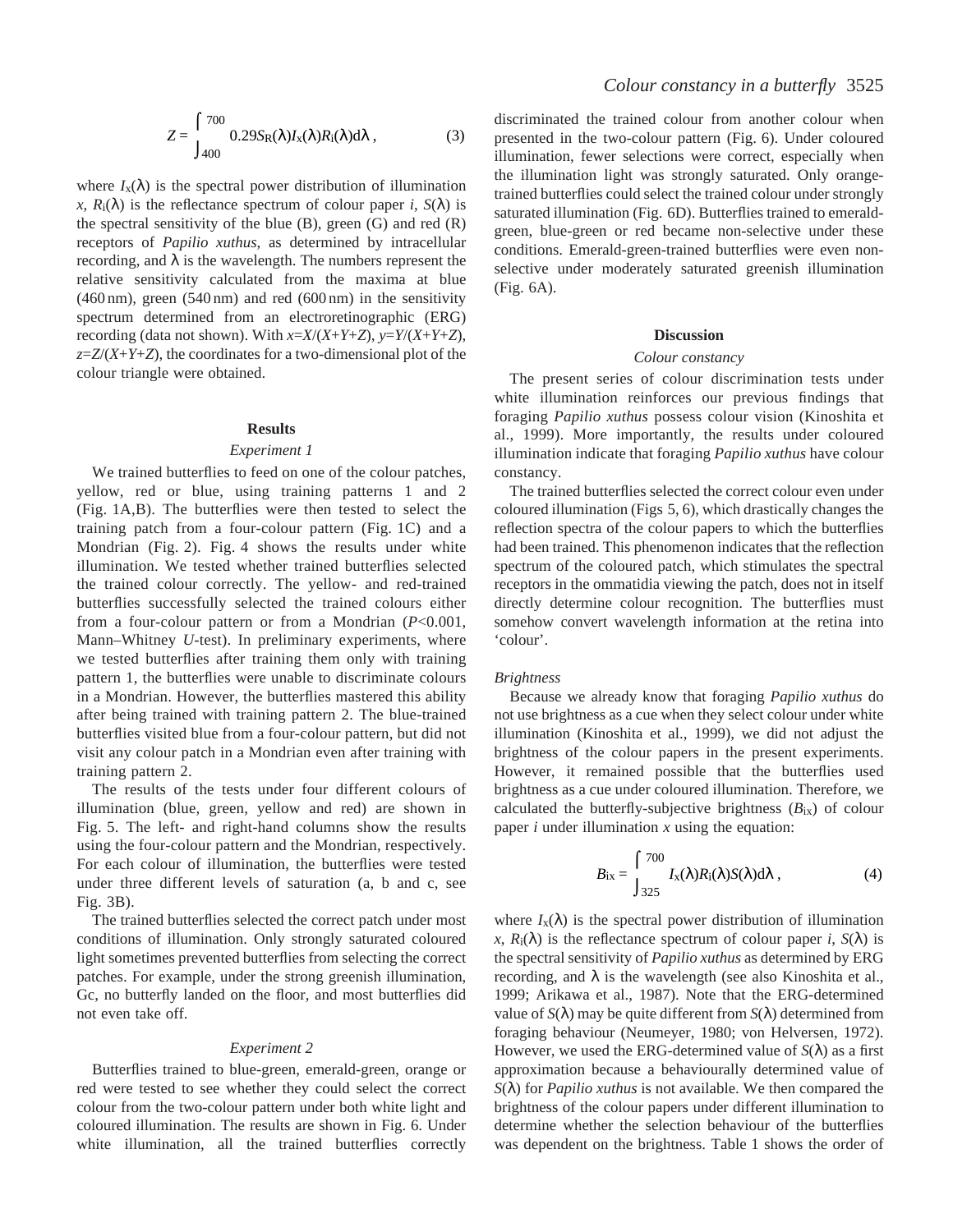$$Z = \int_{400}^{700} 0.29 S_R(\lambda) I_x(\lambda) R_i(\lambda) d\lambda \,, \tag{3}$$

where $I_x(\lambda)$ is the spectral power distribution of illumination $x$, $R_i(\lambda)$ is the reflectance spectrum of colour paper $i$, $S(\lambda)$ is the spectral sensitivity of the blue (B), green (G) and red (R) receptors of *Papilio xuthus*, as determined by intracellular recording, and $\lambda$ is the wavelength. The numbers represent the relative sensitivity calculated from the maxima at blue (460 nm), green (540 nm) and red (600 nm) in the sensitivity spectrum determined from an electroretinographic (ERG) recording (data not shown). With $x=X/(X+Y+Z)$, $y=Y/(X+Y+Z)$, $z=Z/(X+Y+Z)$, the coordinates for a two-dimensional plot of the colour triangle were obtained.

## Results

### *Experiment 1*

We trained butterflies to feed on one of the colour patches, yellow, red or blue, using training patterns 1 and 2 (Fig. 1A,B). The butterflies were then tested to select the training patch from a four-colour pattern (Fig. 1C) and a Mondrian (Fig. 2). Fig. 4 shows the results under white illumination. We tested whether trained butterflies selected the trained colour correctly. The yellow- and red-trained butterflies successfully selected the trained colours either from a four-colour pattern or from a Mondrian ($P<0.001$, Mann–Whitney $U$-test). In preliminary experiments, where we tested butterflies after training them only with training pattern 1, the butterflies were unable to discriminate colours in a Mondrian. However, the butterflies mastered this ability after being trained with training pattern 2. The blue-trained butterflies visited blue from a four-colour pattern, but did not visit any colour patch in a Mondrian even after training with training pattern 2.

The results of the tests under four different colours of illumination (blue, green, yellow and red) are shown in Fig. 5. The left- and right-hand columns show the results using the four-colour pattern and the Mondrian, respectively. For each colour of illumination, the butterflies were tested under three different levels of saturation (a, b and c, see Fig. 3B).

The trained butterflies selected the correct patch under most conditions of illumination. Only strongly saturated coloured light sometimes prevented butterflies from selecting the correct patches. For example, under the strong greenish illumination, Gc, no butterfly landed on the floor, and most butterflies did not even take off.

### *Experiment 2*

Butterflies trained to blue-green, emerald-green, orange or red were tested to see whether they could select the correct colour from the two-colour pattern under both white light and coloured illumination. The results are shown in Fig. 6. Under white illumination, all the trained butterflies correctly discriminated the trained colour from another colour when presented in the two-colour pattern (Fig. 6). Under coloured illumination, fewer selections were correct, especially when the illumination light was strongly saturated. Only orange-trained butterflies could select the trained colour under strongly saturated illumination (Fig. 6D). Butterflies trained to emerald-green, blue-green or red became non-selective under these conditions. Emerald-green-trained butterflies were even non-selective under moderately saturated greenish illumination (Fig. 6A).

## Discussion

### *Colour constancy*

The present series of colour discrimination tests under white illumination reinforces our previous findings that foraging *Papilio xuthus* possess colour vision (Kinoshita et al., 1999). More importantly, the results under coloured illumination indicate that foraging *Papilio xuthus* have colour constancy.

The trained butterflies selected the correct colour even under coloured illumination (Figs 5, 6), which drastically changes the reflection spectra of the colour papers to which the butterflies had been trained. This phenomenon indicates that the reflection spectrum of the coloured patch, which stimulates the spectral receptors in the ommatidia viewing the patch, does not in itself directly determine colour recognition. The butterflies must somehow convert wavelength information at the retina into 'colour'.

### *Brightness*

Because we already know that foraging *Papilio xuthus* do not use brightness as a cue when they select colour under white illumination (Kinoshita et al., 1999), we did not adjust the brightness of the colour papers in the present experiments. However, it remained possible that the butterflies used brightness as a cue under coloured illumination. Therefore, we calculated the butterfly-subjective brightness ($B_{ix}$) of colour paper $i$ under illumination $x$ using the equation:

$$B_{ix} = \int_{325}^{700} I_x(\lambda) R_i(\lambda) S(\lambda) d\lambda \,, \tag{4}$$

where $I_x(\lambda)$ is the spectral power distribution of illumination $x$, $R_i(\lambda)$ is the reflectance spectrum of colour paper $i$, $S(\lambda)$ is the spectral sensitivity of *Papilio xuthus* as determined by ERG recording, and $\lambda$ is the wavelength (see also Kinoshita et al., 1999; Arikawa et al., 1987). Note that the ERG-determined value of $S(\lambda)$ may be quite different from $S(\lambda)$ determined from foraging behaviour (Neumeyer, 1980; von Helversen, 1972). However, we used the ERG-determined value of $S(\lambda)$ as a first approximation because a behaviourally determined value of $S(\lambda)$ for *Papilio xuthus* is not available. We then compared the brightness of the colour papers under different illumination to determine whether the selection behaviour of the butterflies was dependent on the brightness. Table 1 shows the order of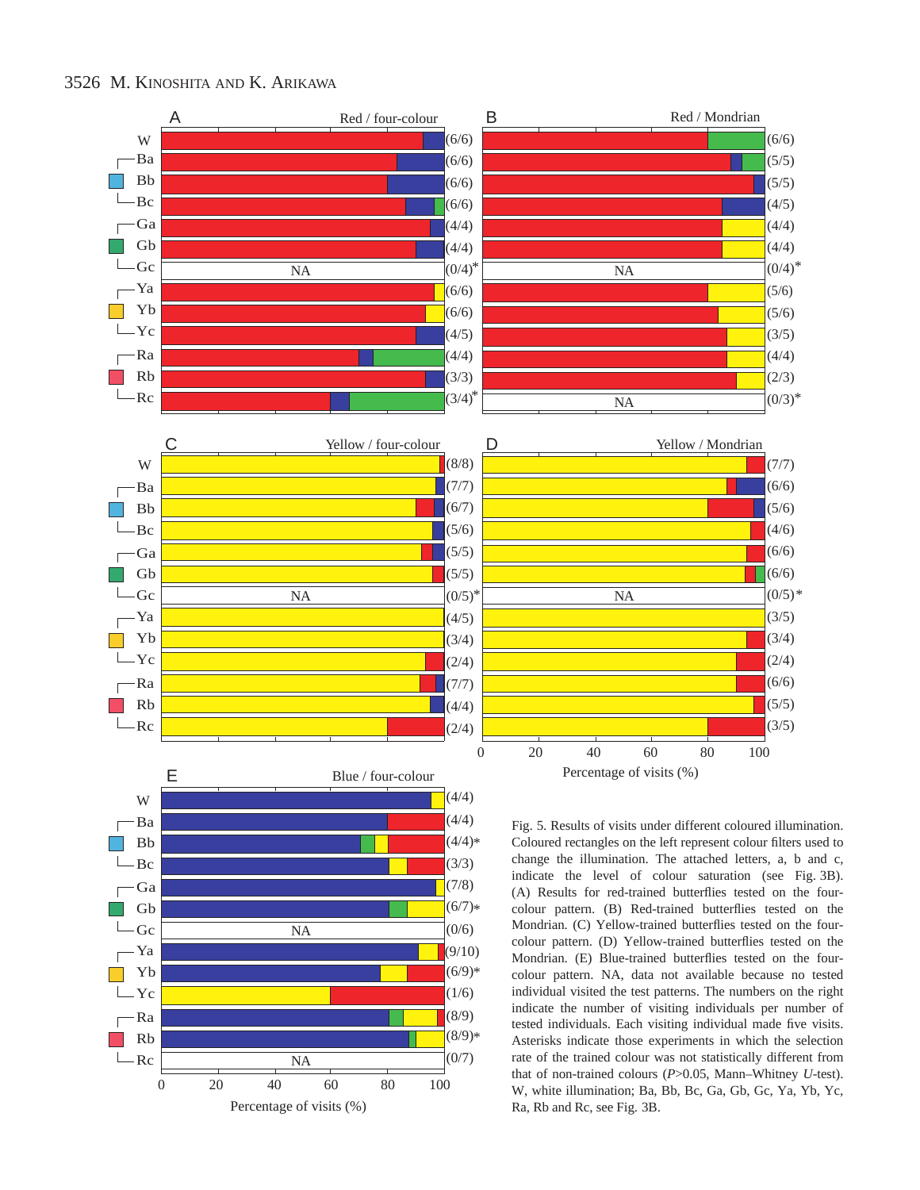Fig. 5. Results of visits under different coloured illumination. Coloured rectangles on the left represent colour filters used to change the illumination. The attached letters, a, b and c, indicate the level of colour saturation (see Fig. 3B). (A) Results for red-trained butterflies tested on the four-colour pattern. (B) Red-trained butterflies tested on the Mondrian. (C) Yellow-trained butterflies tested on the four-colour pattern. (D) Yellow-trained butterflies tested on the Mondrian. (E) Blue-trained butterflies tested on the four-colour pattern. NA, data not available because no tested individual visited the test patterns. The numbers on the right indicate the number of visiting individuals per number of tested individuals. Each visiting individual made five visits. Asterisks indicate those experiments in which the selection rate of the trained colour was not statistically different from that of non-trained colours ($P>0.05$, Mann–Whitney $U$-test). W, white illumination; Ba, Bb, Bc, Ga, Gb, Gc, Ya, Yb, Yc, Ra, Rb and Rc, see Fig. 3B.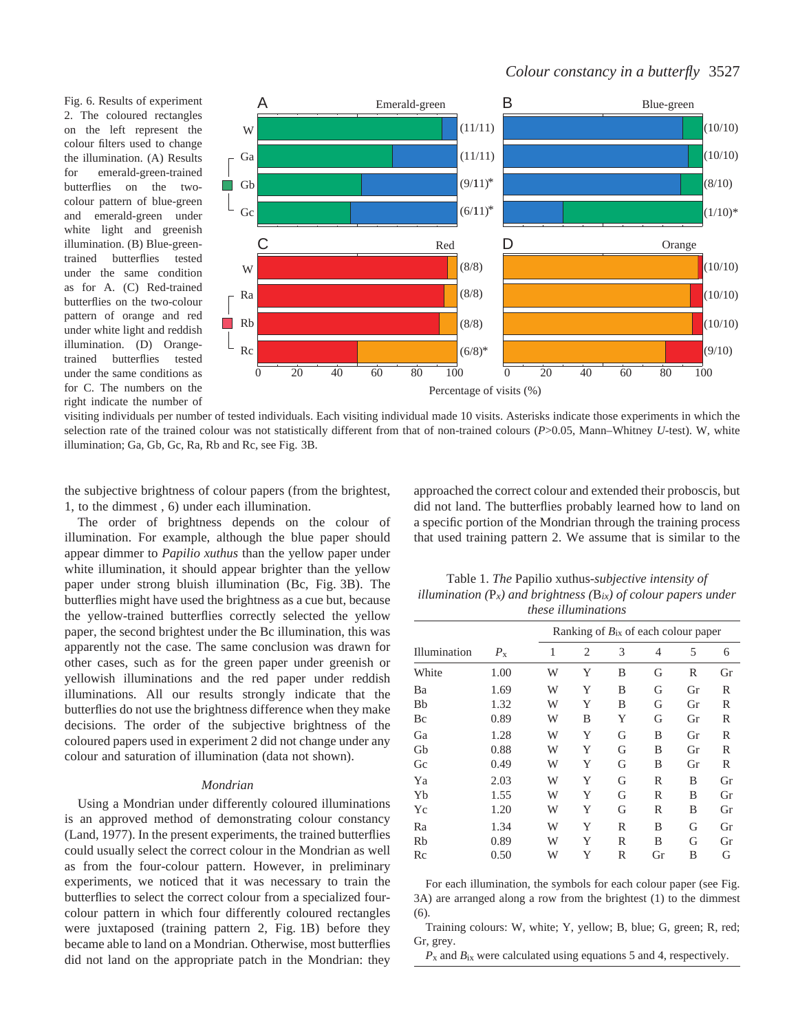Fig. 6. Results of experiment 2. The coloured rectangles on the left represent the colour filters used to change the illumination. (A) Results for emerald-green-trained butterflies on the two-colour pattern of blue-green and emerald-green under white light and greenish illumination. (B) Blue-green-trained butterflies tested under the same condition as for A. (C) Red-trained butterflies on the two-colour pattern of orange and red under white light and reddish illumination. (D) Orange-trained butterflies tested under the same conditions as for C. The numbers on the right indicate the number of visiting individuals per number of tested individuals. Each visiting individual made 10 visits. Asterisks indicate those experiments in which the selection rate of the trained colour was not statistically different from that of non-trained colours ($P>0.05$, Mann–Whitney $U$-test). W, white illumination; Ga, Gb, Gc, Ra, Rb and Rc, see Fig. 3B.

the subjective brightness of colour papers (from the brightest, 1, to the dimmest , 6) under each illumination.

The order of brightness depends on the colour of illumination. For example, although the blue paper should appear dimmer to *Papilio xuthus* than the yellow paper under white illumination, it should appear brighter than the yellow paper under strong bluish illumination (Bc, Fig. 3B). The butterflies might have used the brightness as a cue but, because the yellow-trained butterflies correctly selected the yellow paper, the second brightest under the Bc illumination, this was apparently not the case. The same conclusion was drawn for other cases, such as for the green paper under greenish or yellowish illuminations and the red paper under reddish illuminations. All our results strongly indicate that the butterflies do not use the brightness difference when they make decisions. The order of the subjective brightness of the coloured papers used in experiment 2 did not change under any colour and saturation of illumination (data not shown).

### *Mondrian*

Using a Mondrian under differently coloured illuminations is an approved method of demonstrating colour constancy (Land, 1977). In the present experiments, the trained butterflies could usually select the correct colour in the Mondrian as well as from the four-colour pattern. However, in preliminary experiments, we noticed that it was necessary to train the butterflies to select the correct colour from a specialized four-colour pattern in which four differently coloured rectangles were juxtaposed (training pattern 2, Fig. 1B) before they became able to land on a Mondrian. Otherwise, most butterflies did not land on the appropriate patch in the Mondrian: they approached the correct colour and extended their proboscis, but did not land. The butterflies probably learned how to land on a specific portion of the Mondrian through the training process that used training pattern 2. We assume that is similar to the

Table 1. *The* Papilio xuthus*-subjective intensity of illumination (*$P_x$*) and brightness (*$B_{ix}$*) of colour papers under these illuminations*

| | | Ranking of $B_{ix}$ of each colour paper | | | | | |
|---|---|---|---|---|---|---|---|
| Illumination | $P_x$ | 1 | 2 | 3 | 4 | 5 | 6 |
| White | 1.00 | W | Y | B | G | R | Gr |
| Ba | 1.69 | W | Y | B | G | Gr | R |
| Bb | 1.32 | W | Y | B | G | Gr | R |
| Bc | 0.89 | W | B | Y | G | Gr | R |
| Ga | 1.28 | W | Y | G | B | Gr | R |
| Gb | 0.88 | W | Y | G | B | Gr | R |
| Gc | 0.49 | W | Y | G | B | Gr | R |
| Ya | 2.03 | W | Y | G | R | B | Gr |
| Yb | 1.55 | W | Y | G | R | B | Gr |
| Yc | 1.20 | W | Y | G | R | B | Gr |
| Ra | 1.34 | W | Y | R | B | G | Gr |
| Rb | 0.89 | W | Y | R | B | G | Gr |
| Rc | 0.50 | W | Y | R | Gr | B | G |

For each illumination, the symbols for each colour paper (see Fig. 3A) are arranged along a row from the brightest (1) to the dimmest (6).

Training colours: W, white; Y, yellow; B, blue; G, green; R, red; Gr, grey.

$P_x$ and $B_{ix}$ were calculated using equations 5 and 4, respectively.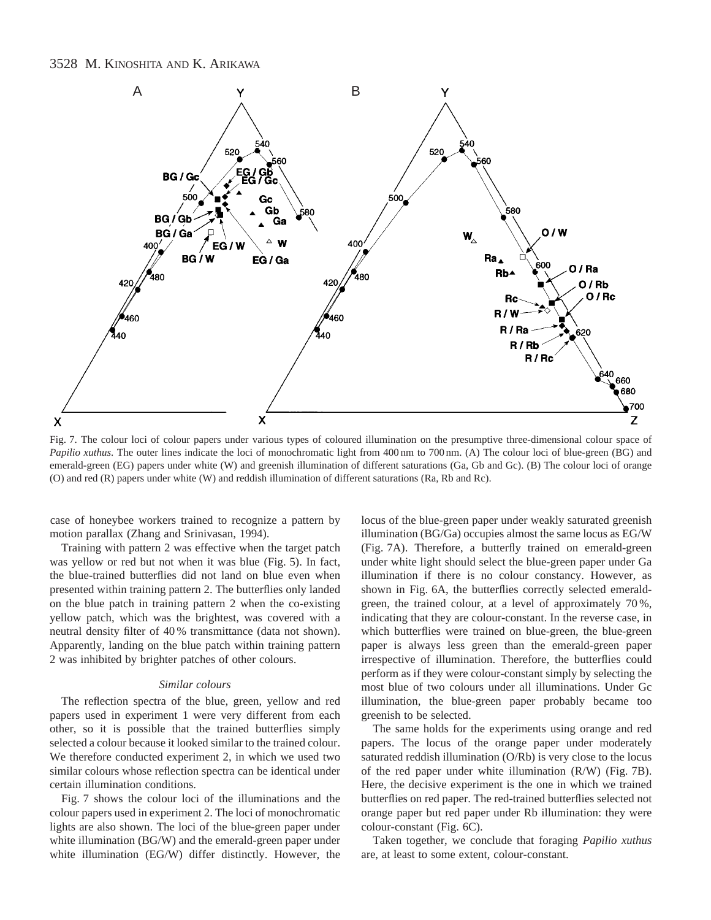Fig. 7. The colour loci of colour papers under various types of coloured illumination on the presumptive three-dimensional colour space of *Papilio xuthus*. The outer lines indicate the loci of monochromatic light from 400 nm to 700 nm. (A) The colour loci of blue-green (BG) and emerald-green (EG) papers under white (W) and greenish illumination of different saturations (Ga, Gb and Gc). (B) The colour loci of orange (O) and red (R) papers under white (W) and reddish illumination of different saturations (Ra, Rb and Rc).

case of honeybee workers trained to recognize a pattern by motion parallax (Zhang and Srinivasan, 1994).

Training with pattern 2 was effective when the target patch was yellow or red but not when it was blue (Fig. 5). In fact, the blue-trained butterflies did not land on blue even when presented within training pattern 2. The butterflies only landed on the blue patch in training pattern 2 when the co-existing yellow patch, which was the brightest, was covered with a neutral density filter of 40 % transmittance (data not shown). Apparently, landing on the blue patch within training pattern 2 was inhibited by brighter patches of other colours.

### *Similar colours*

The reflection spectra of the blue, green, yellow and red papers used in experiment 1 were very different from each other, so it is possible that the trained butterflies simply selected a colour because it looked similar to the trained colour. We therefore conducted experiment 2, in which we used two similar colours whose reflection spectra can be identical under certain illumination conditions.

Fig. 7 shows the colour loci of the illuminations and the colour papers used in experiment 2. The loci of monochromatic lights are also shown. The loci of the blue-green paper under white illumination (BG/W) and the emerald-green paper under white illumination (EG/W) differ distinctly. However, the locus of the blue-green paper under weakly saturated greenish illumination (BG/Ga) occupies almost the same locus as EG/W (Fig. 7A). Therefore, a butterfly trained on emerald-green under white light should select the blue-green paper under Ga illumination if there is no colour constancy. However, as shown in Fig. 6A, the butterflies correctly selected emerald-green, the trained colour, at a level of approximately 70 %, indicating that they are colour-constant. In the reverse case, in which butterflies were trained on blue-green, the blue-green paper is always less green than the emerald-green paper irrespective of illumination. Therefore, the butterflies could perform as if they were colour-constant simply by selecting the most blue of two colours under all illuminations. Under Gc illumination, the blue-green paper probably became too greenish to be selected.

The same holds for the experiments using orange and red papers. The locus of the orange paper under moderately saturated reddish illumination (O/Rb) is very close to the locus of the red paper under white illumination (R/W) (Fig. 7B). Here, the decisive experiment is the one in which we trained butterflies on red paper. The red-trained butterflies selected not orange paper but red paper under Rb illumination: they were colour-constant (Fig. 6C).

Taken together, we conclude that foraging *Papilio xuthus* are, at least to some extent, colour-constant.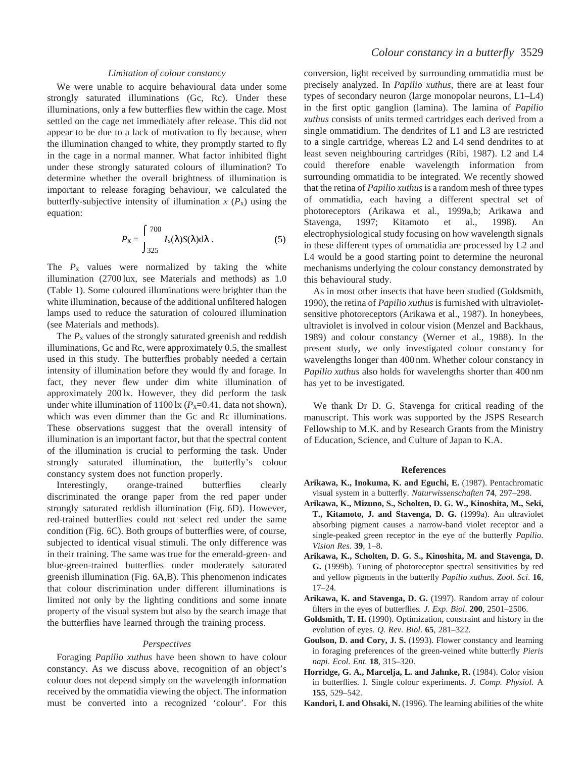### *Limitation of colour constancy*

We were unable to acquire behavioural data under some strongly saturated illuminations (Gc, Rc). Under these illuminations, only a few butterflies flew within the cage. Most settled on the cage net immediately after release. This did not appear to be due to a lack of motivation to fly because, when the illumination changed to white, they promptly started to fly in the cage in a normal manner. What factor inhibited flight under these strongly saturated colours of illumination? To determine whether the overall brightness of illumination is important to release foraging behaviour, we calculated the butterfly-subjective intensity of illumination *x* ($P_x$) using the equation:

$$P_x = \int_{325}^{700} I_x(\lambda)S(\lambda)d\lambda\ . \qquad (5)$$

The $P_x$ values were normalized by taking the white illumination (2700 lux, see Materials and methods) as 1.0 (Table 1). Some coloured illuminations were brighter than the white illumination, because of the additional unfiltered halogen lamps used to reduce the saturation of coloured illumination (see Materials and methods).

The $P_x$ values of the strongly saturated greenish and reddish illuminations, Gc and Rc, were approximately 0.5, the smallest used in this study. The butterflies probably needed a certain intensity of illumination before they would fly and forage. In fact, they never flew under dim white illumination of approximately 200 lx. However, they did perform the task under white illumination of 1100 lx ($P_x$=0.41, data not shown), which was even dimmer than the Gc and Rc illuminations. These observations suggest that the overall intensity of illumination is an important factor, but that the spectral content of the illumination is crucial to performing the task. Under strongly saturated illumination, the butterfly's colour constancy system does not function properly.

Interestingly, orange-trained butterflies clearly discriminated the orange paper from the red paper under strongly saturated reddish illumination (Fig. 6D). However, red-trained butterflies could not select red under the same condition (Fig. 6C). Both groups of butterflies were, of course, subjected to identical visual stimuli. The only difference was in their training. The same was true for the emerald-green- and blue-green-trained butterflies under moderately saturated greenish illumination (Fig. 6A,B). This phenomenon indicates that colour discrimination under different illuminations is limited not only by the lighting conditions and some innate property of the visual system but also by the search image that the butterflies have learned through the training process.

### *Perspectives*

Foraging *Papilio xuthus* have been shown to have colour constancy. As we discuss above, recognition of an object's colour does not depend simply on the wavelength information received by the ommatidia viewing the object. The information must be converted into a recognized 'colour'. For this conversion, light received by surrounding ommatidia must be precisely analyzed. In *Papilio xuthus*, there are at least four types of secondary neuron (large monopolar neurons, L1–L4) in the first optic ganglion (lamina). The lamina of *Papilio xuthus* consists of units termed cartridges each derived from a single ommatidium. The dendrites of L1 and L3 are restricted to a single cartridge, whereas L2 and L4 send dendrites to at least seven neighbouring cartridges (Ribi, 1987). L2 and L4 could therefore enable wavelength information from surrounding ommatidia to be integrated. We recently showed that the retina of *Papilio xuthus* is a random mesh of three types of ommatidia, each having a different spectral set of photoreceptors (Arikawa et al., 1999a,b; Arikawa and Stavenga, 1997; Kitamoto et al., 1998). An electrophysiological study focusing on how wavelength signals in these different types of ommatidia are processed by L2 and L4 would be a good starting point to determine the neuronal mechanisms underlying the colour constancy demonstrated by this behavioural study.

As in most other insects that have been studied (Goldsmith, 1990), the retina of *Papilio xuthus* is furnished with ultraviolet-sensitive photoreceptors (Arikawa et al., 1987). In honeybees, ultraviolet is involved in colour vision (Menzel and Backhaus, 1989) and colour constancy (Werner et al., 1988). In the present study, we only investigated colour constancy for wavelengths longer than 400 nm. Whether colour constancy in *Papilio xuthus* also holds for wavelengths shorter than 400 nm has yet to be investigated.

We thank Dr D. G. Stavenga for critical reading of the manuscript. This work was supported by the JSPS Research Fellowship to M.K. and by Research Grants from the Ministry of Education, Science, and Culture of Japan to K.A.

## References

**Arikawa, K., Inokuma, K. and Eguchi, E.** (1987). Pentachromatic visual system in a butterfly. *Naturwissenschaften* **74**, 297–298.

**Arikawa, K., Mizuno, S., Scholten, D. G. W., Kinoshita, M., Seki, T., Kitamoto, J. and Stavenga, D. G.** (1999a). An ultraviolet absorbing pigment causes a narrow-band violet receptor and a single-peaked green receptor in the eye of the butterfly *Papilio*. *Vision Res.* **39**, 1–8.

**Arikawa, K., Scholten, D. G. S., Kinoshita, M. and Stavenga, D. G.** (1999b). Tuning of photoreceptor spectral sensitivities by red and yellow pigments in the butterfly *Papilio xuthus*. *Zool. Sci*. **16**, 17–24.

**Arikawa, K. and Stavenga, D. G.** (1997). Random array of colour filters in the eyes of butterflies. *J. Exp. Biol*. **200**, 2501–2506.

**Goldsmith, T. H.** (1990). Optimization, constraint and history in the evolution of eyes. *Q. Rev. Biol*. **65**, 281–322.

**Goulson, D. and Cory, J. S.** (1993). Flower constancy and learning in foraging preferences of the green-veined white butterfly *Pieris napi*. *Ecol. Ent.* **18**, 315–320.

**Horridge, G. A., Marcelja, L. and Jahnke, R.** (1984). Color vision in butterflies. I. Single colour experiments. *J. Comp. Physiol.* A **155**, 529–542.

**Kandori, I. and Ohsaki, N.** (1996). The learning abilities of the white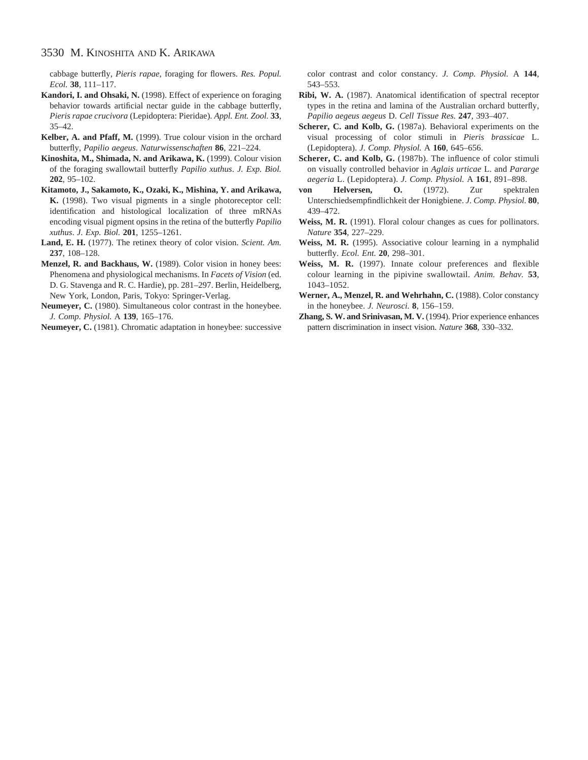cabbage butterfly, *Pieris rapae*, foraging for flowers. *Res. Popul. Ecol.* **38**, 111–117.

**Kandori, I. and Ohsaki, N.** (1998). Effect of experience on foraging behavior towards artificial nectar guide in the cabbage butterfly, *Pieris rapae crucivora* (Lepidoptera: Pieridae). *Appl. Ent. Zool.* **33**, 35–42.

**Kelber, A. and Pfaff, M.** (1999). True colour vision in the orchard butterfly, *Papilio aegeus*. *Naturwissenschaften* **86**, 221–224.

**Kinoshita, M., Shimada, N. and Arikawa, K.** (1999). Colour vision of the foraging swallowtail butterfly *Papilio xuthus*. *J. Exp. Biol.* **202**, 95–102.

**Kitamoto, J., Sakamoto, K., Ozaki, K., Mishina, Y. and Arikawa, K.** (1998). Two visual pigments in a single photoreceptor cell: identification and histological localization of three mRNAs encoding visual pigment opsins in the retina of the butterfly *Papilio xuthus*. *J. Exp. Biol.* **201**, 1255–1261.

**Land, E. H.** (1977). The retinex theory of color vision. *Scient. Am.* **237**, 108–128.

**Menzel, R. and Backhaus, W.** (1989). Color vision in honey bees: Phenomena and physiological mechanisms. In *Facets of Vision* (ed. D. G. Stavenga and R. C. Hardie), pp. 281–297. Berlin, Heidelberg, New York, London, Paris, Tokyo: Springer-Verlag.

**Neumeyer, C.** (1980). Simultaneous color contrast in the honeybee. *J. Comp. Physiol.* A **139**, 165–176.

**Neumeyer, C.** (1981). Chromatic adaptation in honeybee: successive color contrast and color constancy. *J. Comp. Physiol.* A **144**, 543–553.

**Ribi, W. A.** (1987). Anatomical identification of spectral receptor types in the retina and lamina of the Australian orchard butterfly, *Papilio aegeus aegeus* D. *Cell Tissue Res.* **247**, 393–407.

**Scherer, C. and Kolb, G.** (1987a). Behavioral experiments on the visual processing of color stimuli in *Pieris brassicae* L. (Lepidoptera). *J. Comp. Physiol.* A **160**, 645–656.

**Scherer, C. and Kolb, G.** (1987b). The influence of color stimuli on visually controlled behavior in *Aglais urticae* L. and *Pararge aegeria* L. (Lepidoptera). *J. Comp. Physiol.* A **161**, 891–898.

**von Helversen, O.** (1972). Zur spektralen Unterschiedsempfindlichkeit der Honigbiene. *J. Comp. Physiol.* **80**, 439–472.

**Weiss, M. R.** (1991). Floral colour changes as cues for pollinators. *Nature* **354**, 227–229.

**Weiss, M. R.** (1995). Associative colour learning in a nymphalid butterfly. *Ecol. Ent.* **20**, 298–301.

**Weiss, M. R.** (1997). Innate colour preferences and flexible colour learning in the pipivine swallowtail. *Anim. Behav.* **53**, 1043–1052.

**Werner, A., Menzel, R. and Wehrhahn, C.** (1988). Color constancy in the honeybee. *J. Neurosci.* **8**, 156–159.

**Zhang, S. W. and Srinivasan, M. V.** (1994). Prior experience enhances pattern discrimination in insect vision. *Nature* **368**, 330–332.